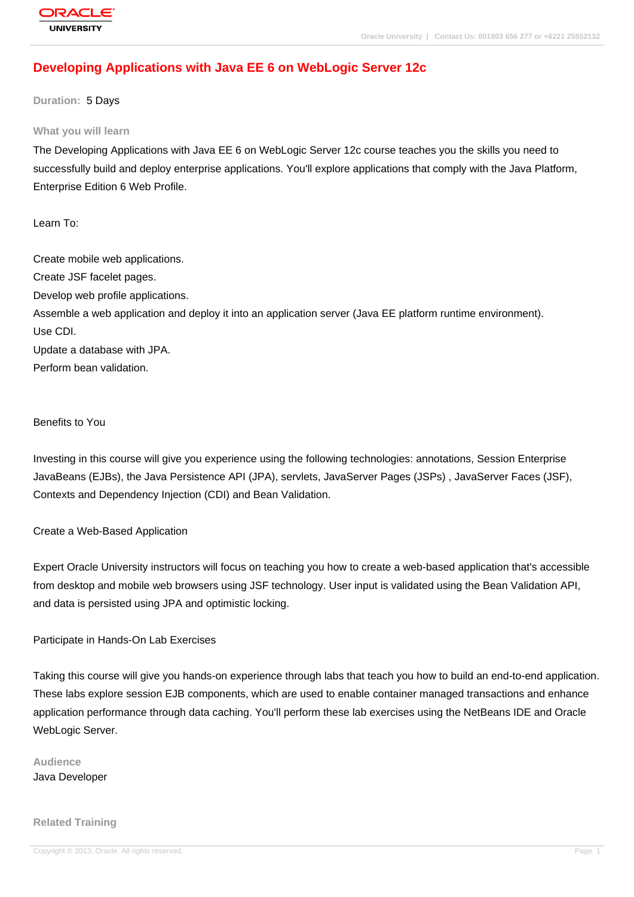# Developing Applications with Java EE 6 on WebLogic Server 12c

**Duration:** 5 Days

## What you will learn

The Developing Applications with Java EE 6 on WebLogic Server 12c course teaches you the skills you need to successfully build and deploy enterprise applications. You'll explore applications that comply with the Java Platform, Enterprise Edition 6 Web Profile.

Learn To:

Create mobile web applications.
Create JSF facelet pages.
Develop web profile applications.
Assemble a web application and deploy it into an application server (Java EE platform runtime environment).
Use CDI.
Update a database with JPA.
Perform bean validation.

Benefits to You

Investing in this course will give you experience using the following technologies: annotations, Session Enterprise JavaBeans (EJBs), the Java Persistence API (JPA), servlets, JavaServer Pages (JSPs) , JavaServer Faces (JSF), Contexts and Dependency Injection (CDI) and Bean Validation.

Create a Web-Based Application

Expert Oracle University instructors will focus on teaching you how to create a web-based application that's accessible from desktop and mobile web browsers using JSF technology. User input is validated using the Bean Validation API, and data is persisted using JPA and optimistic locking.

Participate in Hands-On Lab Exercises

Taking this course will give you hands-on experience through labs that teach you how to build an end-to-end application. These labs explore session EJB components, which are used to enable container managed transactions and enhance application performance through data caching. You'll perform these lab exercises using the NetBeans IDE and Oracle WebLogic Server.

## Audience

Java Developer

## Related Training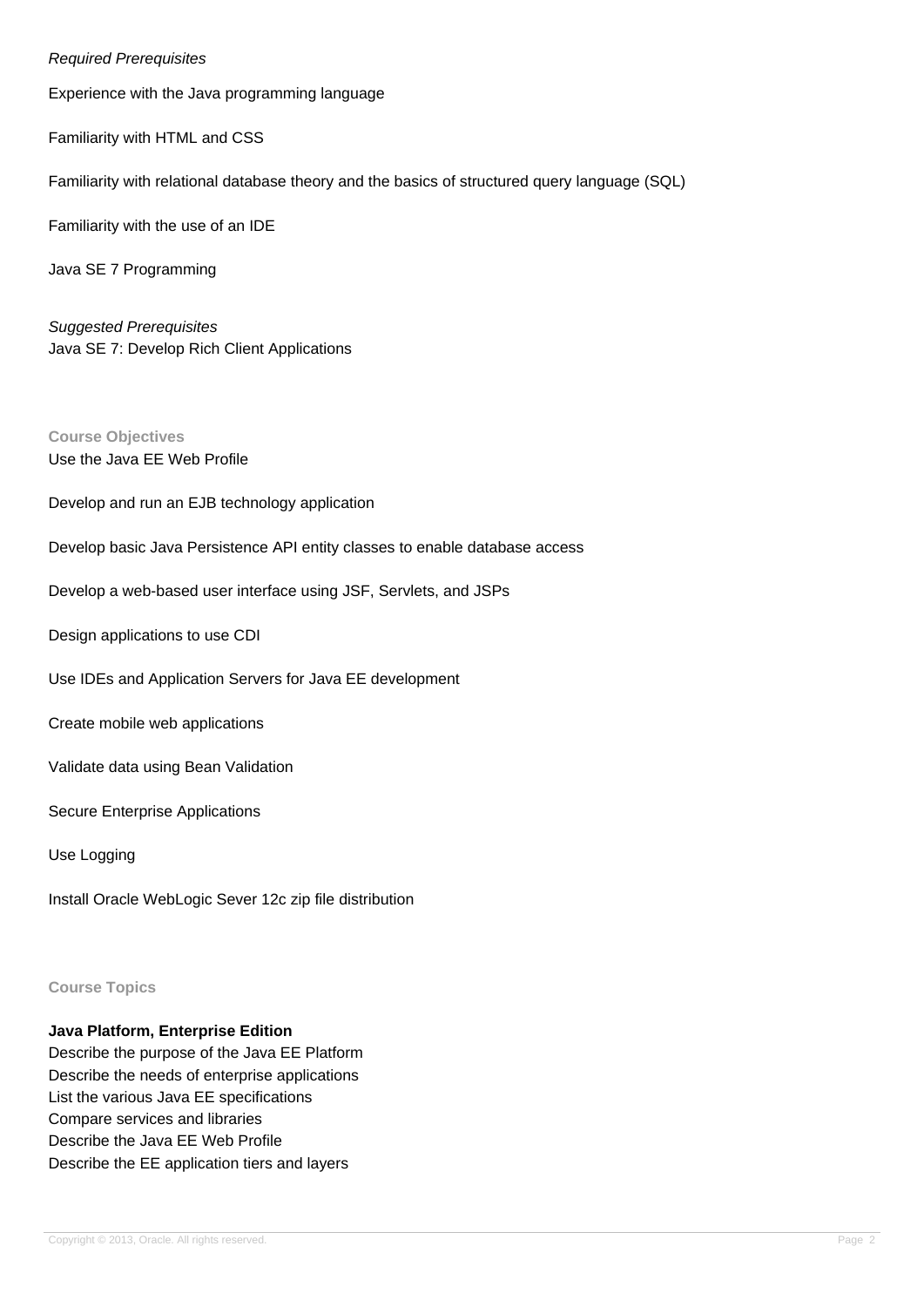*Required Prerequisites*

Experience with the Java programming language

Familiarity with HTML and CSS

Familiarity with relational database theory and the basics of structured query language (SQL)

Familiarity with the use of an IDE

Java SE 7 Programming

*Suggested Prerequisites*

Java SE 7: Develop Rich Client Applications

## Course Objectives

Use the Java EE Web Profile

Develop and run an EJB technology application

Develop basic Java Persistence API entity classes to enable database access

Develop a web-based user interface using JSF, Servlets, and JSPs

Design applications to use CDI

Use IDEs and Application Servers for Java EE development

Create mobile web applications

Validate data using Bean Validation

Secure Enterprise Applications

Use Logging

Install Oracle WebLogic Sever 12c zip file distribution

## Course Topics

**Java Platform, Enterprise Edition**

Describe the purpose of the Java EE Platform
Describe the needs of enterprise applications
List the various Java EE specifications
Compare services and libraries
Describe the Java EE Web Profile
Describe the EE application tiers and layers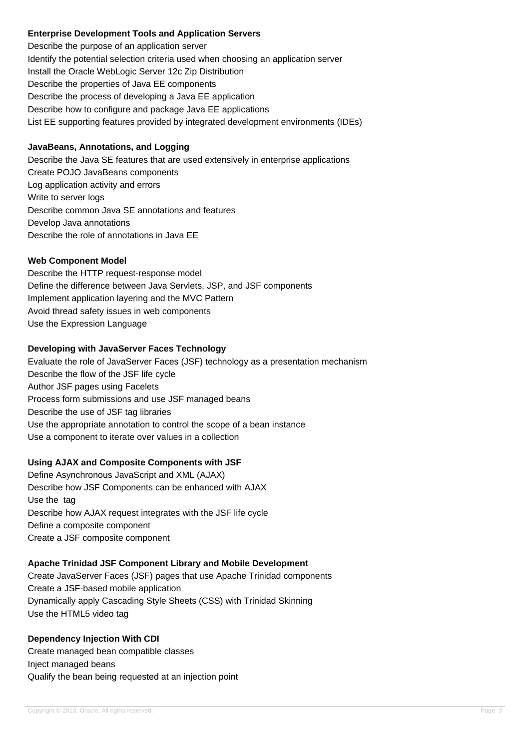**Enterprise Development Tools and Application Servers**

Describe the purpose of an application server
Identify the potential selection criteria used when choosing an application server
Install the Oracle WebLogic Server 12c Zip Distribution
Describe the properties of Java EE components
Describe the process of developing a Java EE application
Describe how to configure and package Java EE applications
List EE supporting features provided by integrated development environments (IDEs)

**JavaBeans, Annotations, and Logging**

Describe the Java SE features that are used extensively in enterprise applications
Create POJO JavaBeans components
Log application activity and errors
Write to server logs
Describe common Java SE annotations and features
Develop Java annotations
Describe the role of annotations in Java EE

**Web Component Model**

Describe the HTTP request-response model
Define the difference between Java Servlets, JSP, and JSF components
Implement application layering and the MVC Pattern
Avoid thread safety issues in web components
Use the Expression Language

**Developing with JavaServer Faces Technology**

Evaluate the role of JavaServer Faces (JSF) technology as a presentation mechanism
Describe the flow of the JSF life cycle
Author JSF pages using Facelets
Process form submissions and use JSF managed beans
Describe the use of JSF tag libraries
Use the appropriate annotation to control the scope of a bean instance
Use a component to iterate over values in a collection

**Using AJAX and Composite Components with JSF**

Define Asynchronous JavaScript and XML (AJAX)
Describe how JSF Components can be enhanced with AJAX
Use the  tag
Describe how AJAX request integrates with the JSF life cycle
Define a composite component
Create a JSF composite component

**Apache Trinidad JSF Component Library and Mobile Development**

Create JavaServer Faces (JSF) pages that use Apache Trinidad components
Create a JSF-based mobile application
Dynamically apply Cascading Style Sheets (CSS) with Trinidad Skinning
Use the HTML5 video tag

**Dependency Injection With CDI**

Create managed bean compatible classes
Inject managed beans
Qualify the bean being requested at an injection point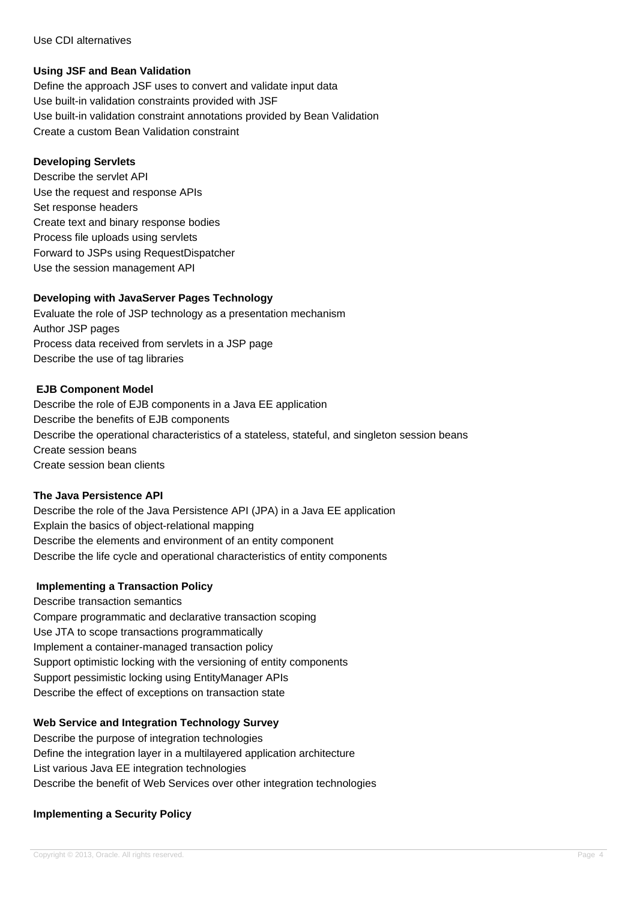Use CDI alternatives

**Using JSF and Bean Validation**

Define the approach JSF uses to convert and validate input data
Use built-in validation constraints provided with JSF
Use built-in validation constraint annotations provided by Bean Validation
Create a custom Bean Validation constraint

**Developing Servlets**

Describe the servlet API
Use the request and response APIs
Set response headers
Create text and binary response bodies
Process file uploads using servlets
Forward to JSPs using RequestDispatcher
Use the session management API

**Developing with JavaServer Pages Technology**

Evaluate the role of JSP technology as a presentation mechanism
Author JSP pages
Process data received from servlets in a JSP page
Describe the use of tag libraries

**EJB Component Model**

Describe the role of EJB components in a Java EE application
Describe the benefits of EJB components
Describe the operational characteristics of a stateless, stateful, and singleton session beans
Create session beans
Create session bean clients

**The Java Persistence API**

Describe the role of the Java Persistence API (JPA) in a Java EE application
Explain the basics of object-relational mapping
Describe the elements and environment of an entity component
Describe the life cycle and operational characteristics of entity components

**Implementing a Transaction Policy**

Describe transaction semantics
Compare programmatic and declarative transaction scoping
Use JTA to scope transactions programmatically
Implement a container-managed transaction policy
Support optimistic locking with the versioning of entity components
Support pessimistic locking using EntityManager APIs
Describe the effect of exceptions on transaction state

**Web Service and Integration Technology Survey**

Describe the purpose of integration technologies
Define the integration layer in a multilayered application architecture
List various Java EE integration technologies
Describe the benefit of Web Services over other integration technologies

**Implementing a Security Policy**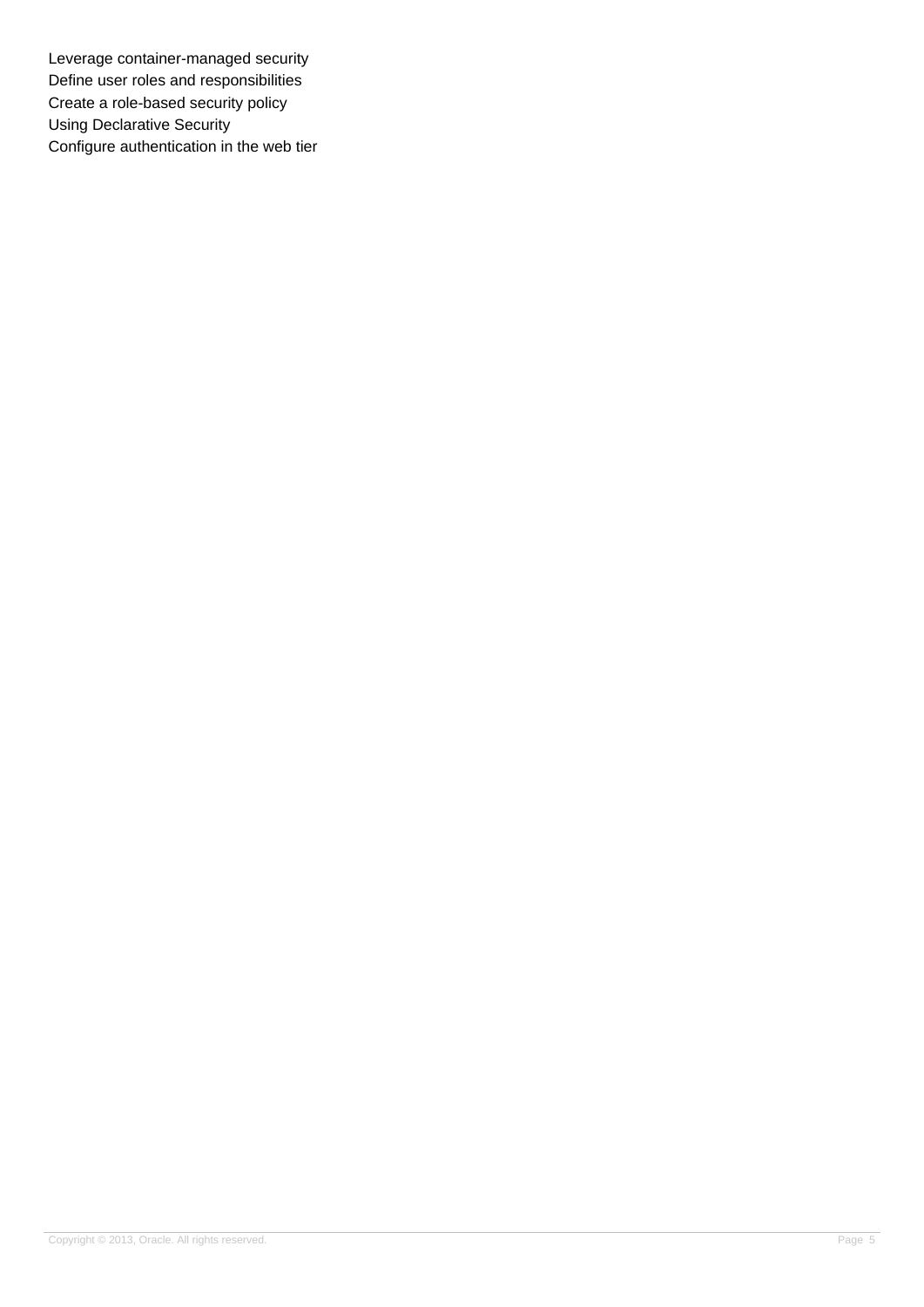Leverage container-managed security
Define user roles and responsibilities
Create a role-based security policy
Using Declarative Security
Configure authentication in the web tier